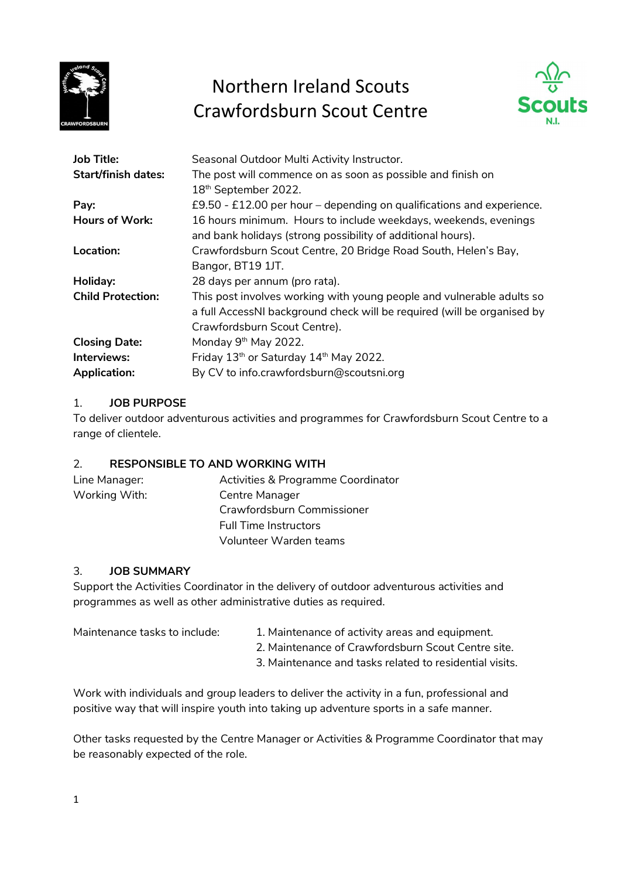# Northern Ireland Scouts
# Crawfordsburn Scout Centre

| | |
|---|---|
| **Job Title:** | Seasonal Outdoor Multi Activity Instructor. |
| **Start/finish dates:** | The post will commence on as soon as possible and finish on 18th September 2022. |
| **Pay:** | £9.50 - £12.00 per hour – depending on qualifications and experience. |
| **Hours of Work:** | 16 hours minimum. Hours to include weekdays, weekends, evenings and bank holidays (strong possibility of additional hours). |
| **Location:** | Crawfordsburn Scout Centre, 20 Bridge Road South, Helen's Bay, Bangor, BT19 1JT. |
| **Holiday:** | 28 days per annum (pro rata). |
| **Child Protection:** | This post involves working with young people and vulnerable adults so a full AccessNI background check will be required (will be organised by Crawfordsburn Scout Centre). |
| **Closing Date:** | Monday 9th May 2022. |
| **Interviews:** | Friday 13th or Saturday 14th May 2022. |
| **Application:** | By CV to info.crawfordsburn@scoutsni.org |

## 1. JOB PURPOSE

To deliver outdoor adventurous activities and programmes for Crawfordsburn Scout Centre to a range of clientele.

## 2. RESPONSIBLE TO AND WORKING WITH

| | |
|---|---|
| Line Manager: | Activities & Programme Coordinator |
| Working With: | Centre Manager |
| | Crawfordsburn Commissioner |
| | Full Time Instructors |
| | Volunteer Warden teams |

## 3. JOB SUMMARY

Support the Activities Coordinator in the delivery of outdoor adventurous activities and programmes as well as other administrative duties as required.

Maintenance tasks to include:

1. Maintenance of activity areas and equipment.
2. Maintenance of Crawfordsburn Scout Centre site.
3. Maintenance and tasks related to residential visits.

Work with individuals and group leaders to deliver the activity in a fun, professional and positive way that will inspire youth into taking up adventure sports in a safe manner.

Other tasks requested by the Centre Manager or Activities & Programme Coordinator that may be reasonably expected of the role.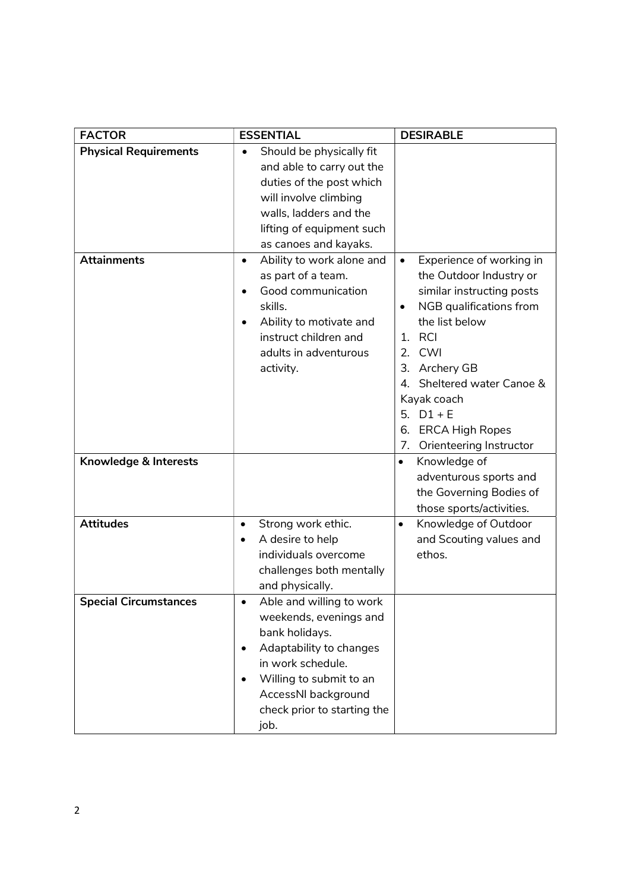| FACTOR | ESSENTIAL | DESIRABLE |
|---|---|---|
| **Physical Requirements** | • Should be physically fit and able to carry out the duties of the post which will involve climbing walls, ladders and the lifting of equipment such as canoes and kayaks. | |
| **Attainments** | • Ability to work alone and as part of a team.<br>• Good communication skills.<br>• Ability to motivate and instruct children and adults in adventurous activity. | • Experience of working in the Outdoor Industry or similar instructing posts<br>• NGB qualifications from the list below<br>1. RCI<br>2. CWI<br>3. Archery GB<br>4. Sheltered water Canoe & Kayak coach<br>5. D1 + E<br>6. ERCA High Ropes<br>7. Orienteering Instructor |
| **Knowledge & Interests** | | • Knowledge of adventurous sports and the Governing Bodies of those sports/activities. |
| **Attitudes** | • Strong work ethic.<br>• A desire to help individuals overcome challenges both mentally and physically. | • Knowledge of Outdoor and Scouting values and ethos. |
| **Special Circumstances** | • Able and willing to work weekends, evenings and bank holidays.<br>• Adaptability to changes in work schedule.<br>• Willing to submit to an AccessNI background check prior to starting the job. | |